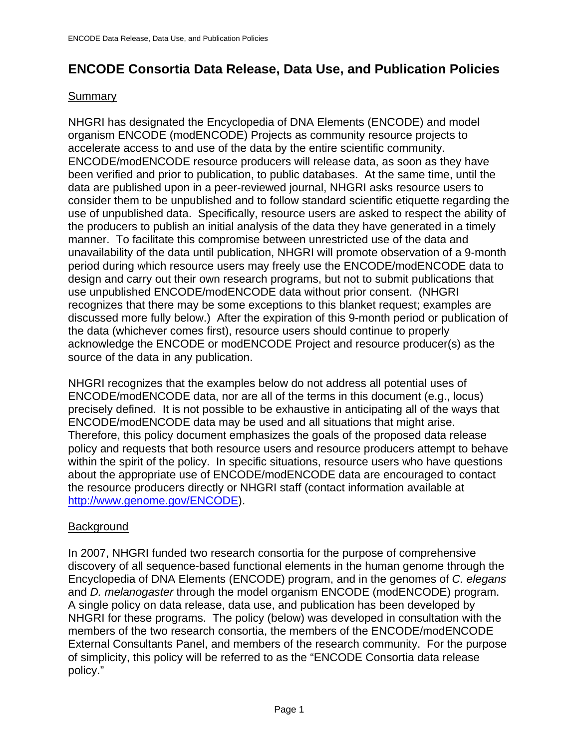# ENCODE Consortia Data Release, Data Use, and Publication Policies

## Summary

NHGRI has designated the Encyclopedia of DNA Elements (ENCODE) and model organism ENCODE (modENCODE) Projects as community resource projects to accelerate access to and use of the data by the entire scientific community. ENCODE/modENCODE resource producers will release data, as soon as they have been verified and prior to publication, to public databases. At the same time, until the data are published upon in a peer-reviewed journal, NHGRI asks resource users to consider them to be unpublished and to follow standard scientific etiquette regarding the use of unpublished data. Specifically, resource users are asked to respect the ability of the producers to publish an initial analysis of the data they have generated in a timely manner. To facilitate this compromise between unrestricted use of the data and unavailability of the data until publication, NHGRI will promote observation of a 9-month period during which resource users may freely use the ENCODE/modENCODE data to design and carry out their own research programs, but not to submit publications that use unpublished ENCODE/modENCODE data without prior consent. (NHGRI recognizes that there may be some exceptions to this blanket request; examples are discussed more fully below.) After the expiration of this 9-month period or publication of the data (whichever comes first), resource users should continue to properly acknowledge the ENCODE or modENCODE Project and resource producer(s) as the source of the data in any publication.

NHGRI recognizes that the examples below do not address all potential uses of ENCODE/modENCODE data, nor are all of the terms in this document (e.g., locus) precisely defined. It is not possible to be exhaustive in anticipating all of the ways that ENCODE/modENCODE data may be used and all situations that might arise. Therefore, this policy document emphasizes the goals of the proposed data release policy and requests that both resource users and resource producers attempt to behave within the spirit of the policy. In specific situations, resource users who have questions about the appropriate use of ENCODE/modENCODE data are encouraged to contact the resource producers directly or NHGRI staff (contact information available at [http://www.genome.gov/ENCODE](http://www.genome.gov/ENCODE)).

## Background

In 2007, NHGRI funded two research consortia for the purpose of comprehensive discovery of all sequence-based functional elements in the human genome through the Encyclopedia of DNA Elements (ENCODE) program, and in the genomes of *C. elegans* and *D. melanogaster* through the model organism ENCODE (modENCODE) program. A single policy on data release, data use, and publication has been developed by NHGRI for these programs. The policy (below) was developed in consultation with the members of the two research consortia, the members of the ENCODE/modENCODE External Consultants Panel, and members of the research community. For the purpose of simplicity, this policy will be referred to as the "ENCODE Consortia data release policy."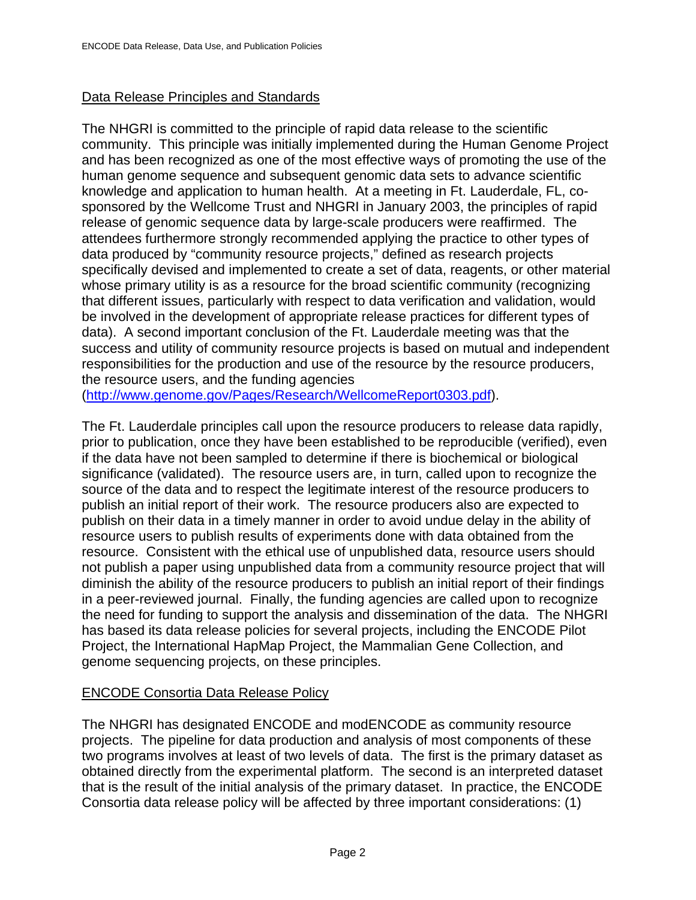## Data Release Principles and Standards

The NHGRI is committed to the principle of rapid data release to the scientific community. This principle was initially implemented during the Human Genome Project and has been recognized as one of the most effective ways of promoting the use of the human genome sequence and subsequent genomic data sets to advance scientific knowledge and application to human health. At a meeting in Ft. Lauderdale, FL, co-sponsored by the Wellcome Trust and NHGRI in January 2003, the principles of rapid release of genomic sequence data by large-scale producers were reaffirmed. The attendees furthermore strongly recommended applying the practice to other types of data produced by "community resource projects," defined as research projects specifically devised and implemented to create a set of data, reagents, or other material whose primary utility is as a resource for the broad scientific community (recognizing that different issues, particularly with respect to data verification and validation, would be involved in the development of appropriate release practices for different types of data). A second important conclusion of the Ft. Lauderdale meeting was that the success and utility of community resource projects is based on mutual and independent responsibilities for the production and use of the resource by the resource producers, the resource users, and the funding agencies (http://www.genome.gov/Pages/Research/WellcomeReport0303.pdf).

The Ft. Lauderdale principles call upon the resource producers to release data rapidly, prior to publication, once they have been established to be reproducible (verified), even if the data have not been sampled to determine if there is biochemical or biological significance (validated). The resource users are, in turn, called upon to recognize the source of the data and to respect the legitimate interest of the resource producers to publish an initial report of their work. The resource producers also are expected to publish on their data in a timely manner in order to avoid undue delay in the ability of resource users to publish results of experiments done with data obtained from the resource. Consistent with the ethical use of unpublished data, resource users should not publish a paper using unpublished data from a community resource project that will diminish the ability of the resource producers to publish an initial report of their findings in a peer-reviewed journal. Finally, the funding agencies are called upon to recognize the need for funding to support the analysis and dissemination of the data. The NHGRI has based its data release policies for several projects, including the ENCODE Pilot Project, the International HapMap Project, the Mammalian Gene Collection, and genome sequencing projects, on these principles.

## ENCODE Consortia Data Release Policy

The NHGRI has designated ENCODE and modENCODE as community resource projects. The pipeline for data production and analysis of most components of these two programs involves at least of two levels of data. The first is the primary dataset as obtained directly from the experimental platform. The second is an interpreted dataset that is the result of the initial analysis of the primary dataset. In practice, the ENCODE Consortia data release policy will be affected by three important considerations: (1)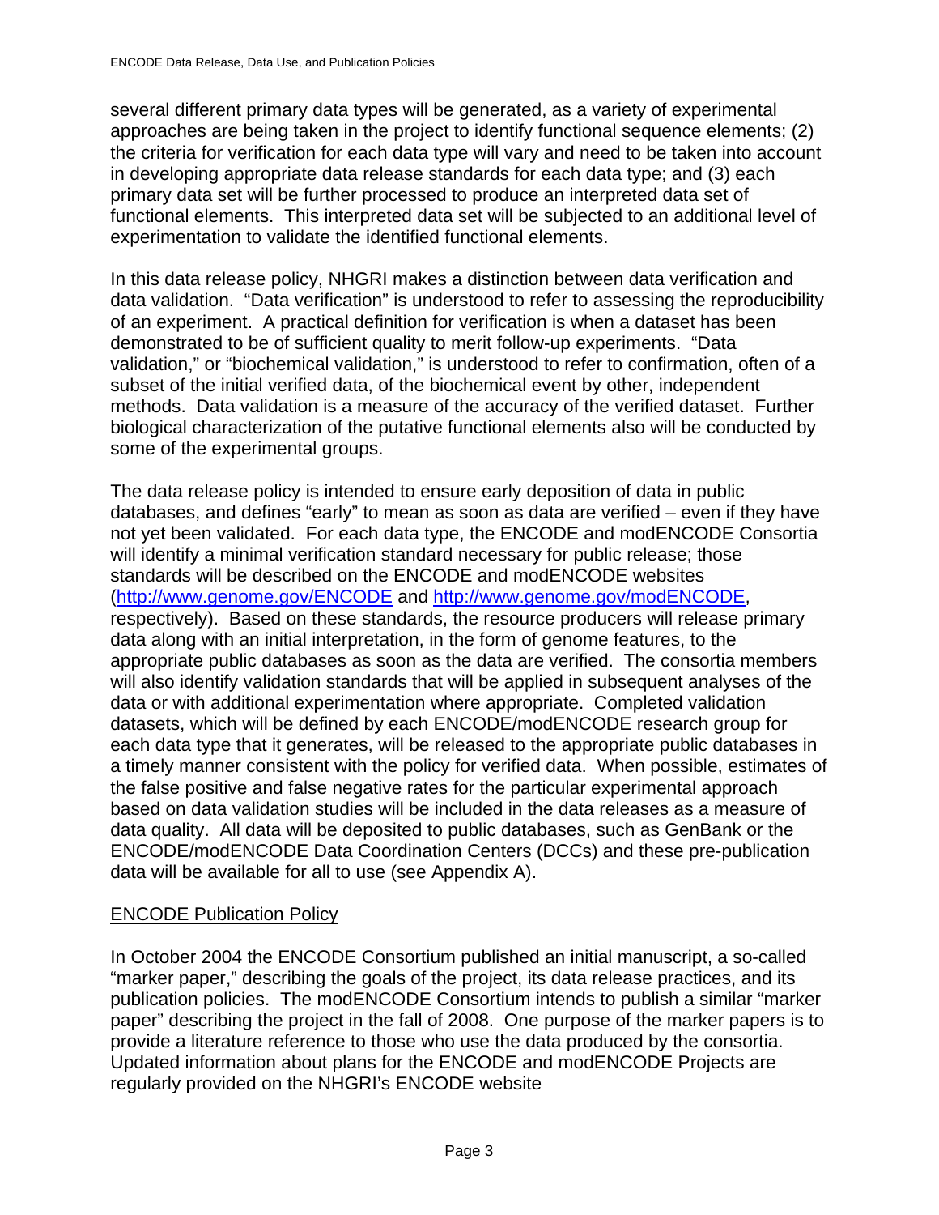several different primary data types will be generated, as a variety of experimental approaches are being taken in the project to identify functional sequence elements; (2) the criteria for verification for each data type will vary and need to be taken into account in developing appropriate data release standards for each data type; and (3) each primary data set will be further processed to produce an interpreted data set of functional elements. This interpreted data set will be subjected to an additional level of experimentation to validate the identified functional elements.

In this data release policy, NHGRI makes a distinction between data verification and data validation. "Data verification" is understood to refer to assessing the reproducibility of an experiment. A practical definition for verification is when a dataset has been demonstrated to be of sufficient quality to merit follow-up experiments. "Data validation," or "biochemical validation," is understood to refer to confirmation, often of a subset of the initial verified data, of the biochemical event by other, independent methods. Data validation is a measure of the accuracy of the verified dataset. Further biological characterization of the putative functional elements also will be conducted by some of the experimental groups.

The data release policy is intended to ensure early deposition of data in public databases, and defines "early" to mean as soon as data are verified – even if they have not yet been validated. For each data type, the ENCODE and modENCODE Consortia will identify a minimal verification standard necessary for public release; those standards will be described on the ENCODE and modENCODE websites (http://www.genome.gov/ENCODE and http://www.genome.gov/modENCODE, respectively). Based on these standards, the resource producers will release primary data along with an initial interpretation, in the form of genome features, to the appropriate public databases as soon as the data are verified. The consortia members will also identify validation standards that will be applied in subsequent analyses of the data or with additional experimentation where appropriate. Completed validation datasets, which will be defined by each ENCODE/modENCODE research group for each data type that it generates, will be released to the appropriate public databases in a timely manner consistent with the policy for verified data. When possible, estimates of the false positive and false negative rates for the particular experimental approach based on data validation studies will be included in the data releases as a measure of data quality. All data will be deposited to public databases, such as GenBank or the ENCODE/modENCODE Data Coordination Centers (DCCs) and these pre-publication data will be available for all to use (see Appendix A).

## ENCODE Publication Policy

In October 2004 the ENCODE Consortium published an initial manuscript, a so-called "marker paper," describing the goals of the project, its data release practices, and its publication policies. The modENCODE Consortium intends to publish a similar "marker paper" describing the project in the fall of 2008. One purpose of the marker papers is to provide a literature reference to those who use the data produced by the consortia. Updated information about plans for the ENCODE and modENCODE Projects are regularly provided on the NHGRI's ENCODE website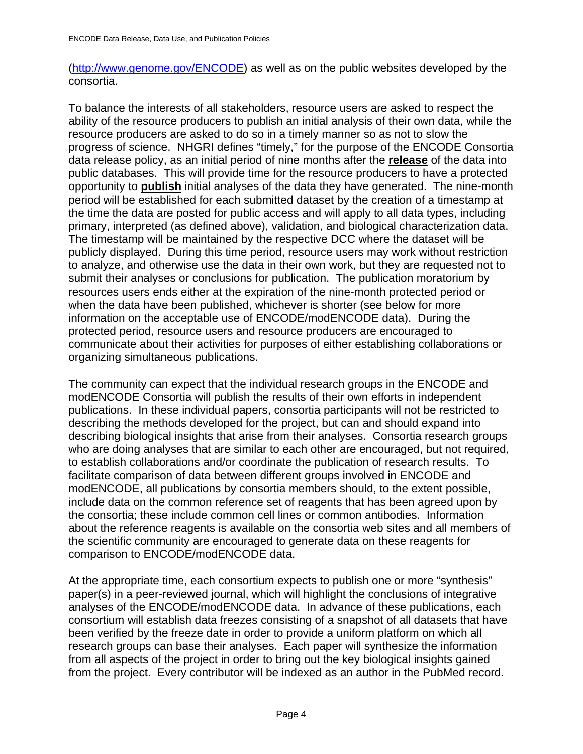([http://www.genome.gov/ENCODE](http://www.genome.gov/ENCODE)) as well as on the public websites developed by the consortia.

To balance the interests of all stakeholders, resource users are asked to respect the ability of the resource producers to publish an initial analysis of their own data, while the resource producers are asked to do so in a timely manner so as not to slow the progress of science. NHGRI defines "timely," for the purpose of the ENCODE Consortia data release policy, as an initial period of nine months after the **release** of the data into public databases. This will provide time for the resource producers to have a protected opportunity to **publish** initial analyses of the data they have generated. The nine-month period will be established for each submitted dataset by the creation of a timestamp at the time the data are posted for public access and will apply to all data types, including primary, interpreted (as defined above), validation, and biological characterization data. The timestamp will be maintained by the respective DCC where the dataset will be publicly displayed. During this time period, resource users may work without restriction to analyze, and otherwise use the data in their own work, but they are requested not to submit their analyses or conclusions for publication. The publication moratorium by resources users ends either at the expiration of the nine-month protected period or when the data have been published, whichever is shorter (see below for more information on the acceptable use of ENCODE/modENCODE data). During the protected period, resource users and resource producers are encouraged to communicate about their activities for purposes of either establishing collaborations or organizing simultaneous publications.

The community can expect that the individual research groups in the ENCODE and modENCODE Consortia will publish the results of their own efforts in independent publications. In these individual papers, consortia participants will not be restricted to describing the methods developed for the project, but can and should expand into describing biological insights that arise from their analyses. Consortia research groups who are doing analyses that are similar to each other are encouraged, but not required, to establish collaborations and/or coordinate the publication of research results. To facilitate comparison of data between different groups involved in ENCODE and modENCODE, all publications by consortia members should, to the extent possible, include data on the common reference set of reagents that has been agreed upon by the consortia; these include common cell lines or common antibodies. Information about the reference reagents is available on the consortia web sites and all members of the scientific community are encouraged to generate data on these reagents for comparison to ENCODE/modENCODE data.

At the appropriate time, each consortium expects to publish one or more "synthesis" paper(s) in a peer-reviewed journal, which will highlight the conclusions of integrative analyses of the ENCODE/modENCODE data. In advance of these publications, each consortium will establish data freezes consisting of a snapshot of all datasets that have been verified by the freeze date in order to provide a uniform platform on which all research groups can base their analyses. Each paper will synthesize the information from all aspects of the project in order to bring out the key biological insights gained from the project. Every contributor will be indexed as an author in the PubMed record.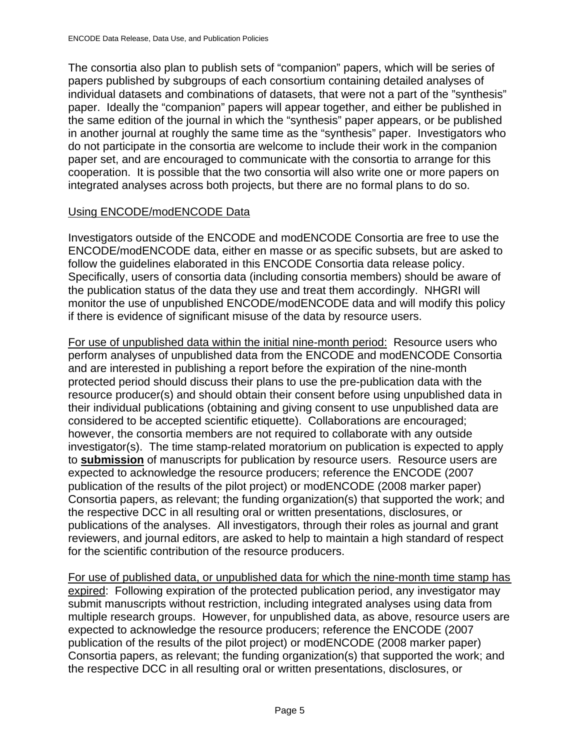The consortia also plan to publish sets of "companion" papers, which will be series of papers published by subgroups of each consortium containing detailed analyses of individual datasets and combinations of datasets, that were not a part of the "synthesis" paper. Ideally the "companion" papers will appear together, and either be published in the same edition of the journal in which the "synthesis" paper appears, or be published in another journal at roughly the same time as the "synthesis" paper. Investigators who do not participate in the consortia are welcome to include their work in the companion paper set, and are encouraged to communicate with the consortia to arrange for this cooperation. It is possible that the two consortia will also write one or more papers on integrated analyses across both projects, but there are no formal plans to do so.

<u>Using ENCODE/modENCODE Data</u>

Investigators outside of the ENCODE and modENCODE Consortia are free to use the ENCODE/modENCODE data, either en masse or as specific subsets, but are asked to follow the guidelines elaborated in this ENCODE Consortia data release policy. Specifically, users of consortia data (including consortia members) should be aware of the publication status of the data they use and treat them accordingly. NHGRI will monitor the use of unpublished ENCODE/modENCODE data and will modify this policy if there is evidence of significant misuse of the data by resource users.

<u>For use of unpublished data within the initial nine-month period:</u> Resource users who perform analyses of unpublished data from the ENCODE and modENCODE Consortia and are interested in publishing a report before the expiration of the nine-month protected period should discuss their plans to use the pre-publication data with the resource producer(s) and should obtain their consent before using unpublished data in their individual publications (obtaining and giving consent to use unpublished data are considered to be accepted scientific etiquette). Collaborations are encouraged; however, the consortia members are not required to collaborate with any outside investigator(s). The time stamp-related moratorium on publication is expected to apply to **<u>submission</u>** of manuscripts for publication by resource users. Resource users are expected to acknowledge the resource producers; reference the ENCODE (2007 publication of the results of the pilot project) or modENCODE (2008 marker paper) Consortia papers, as relevant; the funding organization(s) that supported the work; and the respective DCC in all resulting oral or written presentations, disclosures, or publications of the analyses. All investigators, through their roles as journal and grant reviewers, and journal editors, are asked to help to maintain a high standard of respect for the scientific contribution of the resource producers.

<u>For use of published data, or unpublished data for which the nine-month time stamp has expired</u>: Following expiration of the protected publication period, any investigator may submit manuscripts without restriction, including integrated analyses using data from multiple research groups. However, for unpublished data, as above, resource users are expected to acknowledge the resource producers; reference the ENCODE (2007 publication of the results of the pilot project) or modENCODE (2008 marker paper) Consortia papers, as relevant; the funding organization(s) that supported the work; and the respective DCC in all resulting oral or written presentations, disclosures, or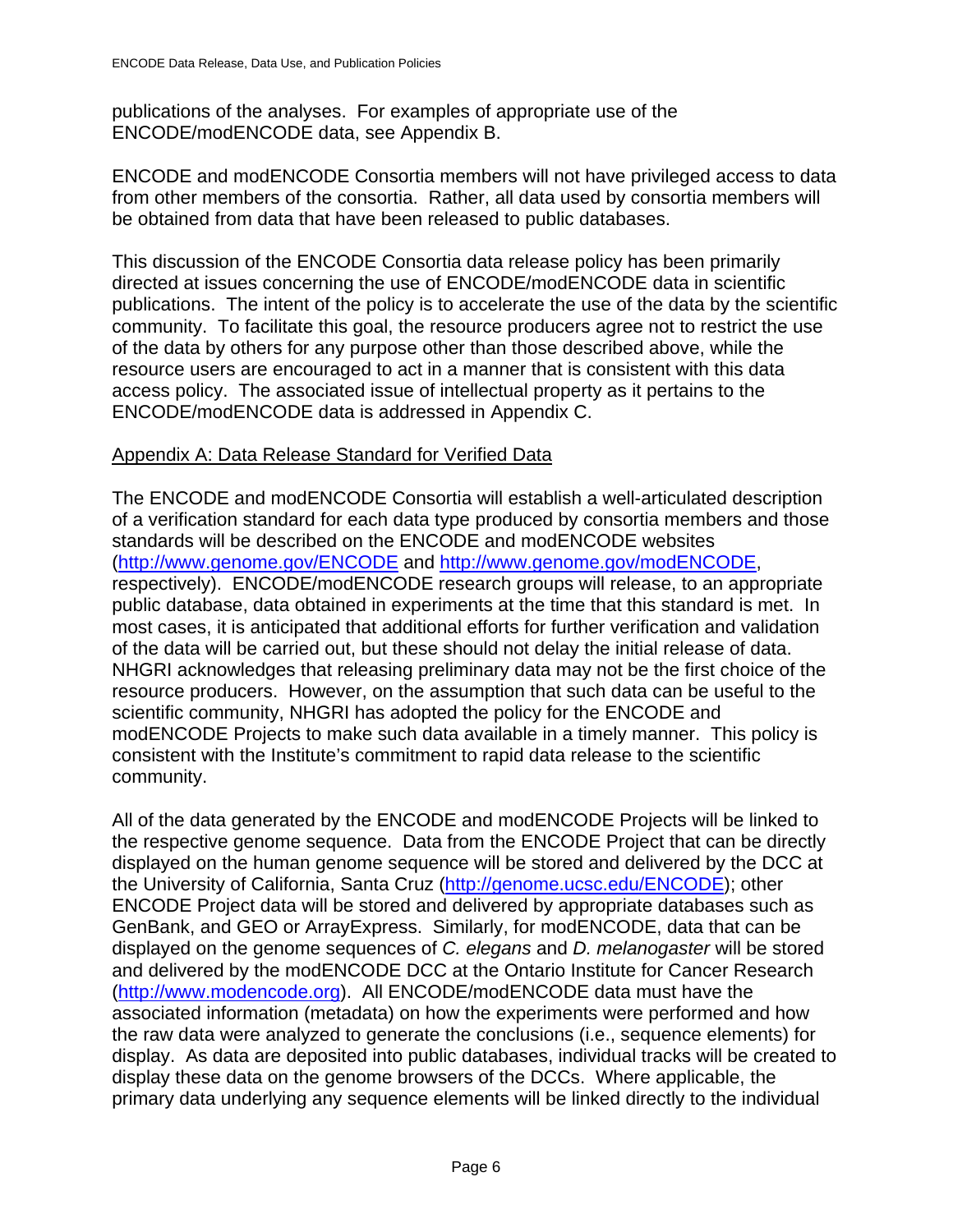publications of the analyses. For examples of appropriate use of the ENCODE/modENCODE data, see Appendix B.

ENCODE and modENCODE Consortia members will not have privileged access to data from other members of the consortia. Rather, all data used by consortia members will be obtained from data that have been released to public databases.

This discussion of the ENCODE Consortia data release policy has been primarily directed at issues concerning the use of ENCODE/modENCODE data in scientific publications. The intent of the policy is to accelerate the use of the data by the scientific community. To facilitate this goal, the resource producers agree not to restrict the use of the data by others for any purpose other than those described above, while the resource users are encouraged to act in a manner that is consistent with this data access policy. The associated issue of intellectual property as it pertains to the ENCODE/modENCODE data is addressed in Appendix C.

## Appendix A: Data Release Standard for Verified Data

The ENCODE and modENCODE Consortia will establish a well-articulated description of a verification standard for each data type produced by consortia members and those standards will be described on the ENCODE and modENCODE websites (http://www.genome.gov/ENCODE and http://www.genome.gov/modENCODE, respectively). ENCODE/modENCODE research groups will release, to an appropriate public database, data obtained in experiments at the time that this standard is met. In most cases, it is anticipated that additional efforts for further verification and validation of the data will be carried out, but these should not delay the initial release of data. NHGRI acknowledges that releasing preliminary data may not be the first choice of the resource producers. However, on the assumption that such data can be useful to the scientific community, NHGRI has adopted the policy for the ENCODE and modENCODE Projects to make such data available in a timely manner. This policy is consistent with the Institute's commitment to rapid data release to the scientific community.

All of the data generated by the ENCODE and modENCODE Projects will be linked to the respective genome sequence. Data from the ENCODE Project that can be directly displayed on the human genome sequence will be stored and delivered by the DCC at the University of California, Santa Cruz (http://genome.ucsc.edu/ENCODE); other ENCODE Project data will be stored and delivered by appropriate databases such as GenBank, and GEO or ArrayExpress. Similarly, for modENCODE, data that can be displayed on the genome sequences of *C. elegans* and *D. melanogaster* will be stored and delivered by the modENCODE DCC at the Ontario Institute for Cancer Research (http://www.modencode.org). All ENCODE/modENCODE data must have the associated information (metadata) on how the experiments were performed and how the raw data were analyzed to generate the conclusions (i.e., sequence elements) for display. As data are deposited into public databases, individual tracks will be created to display these data on the genome browsers of the DCCs. Where applicable, the primary data underlying any sequence elements will be linked directly to the individual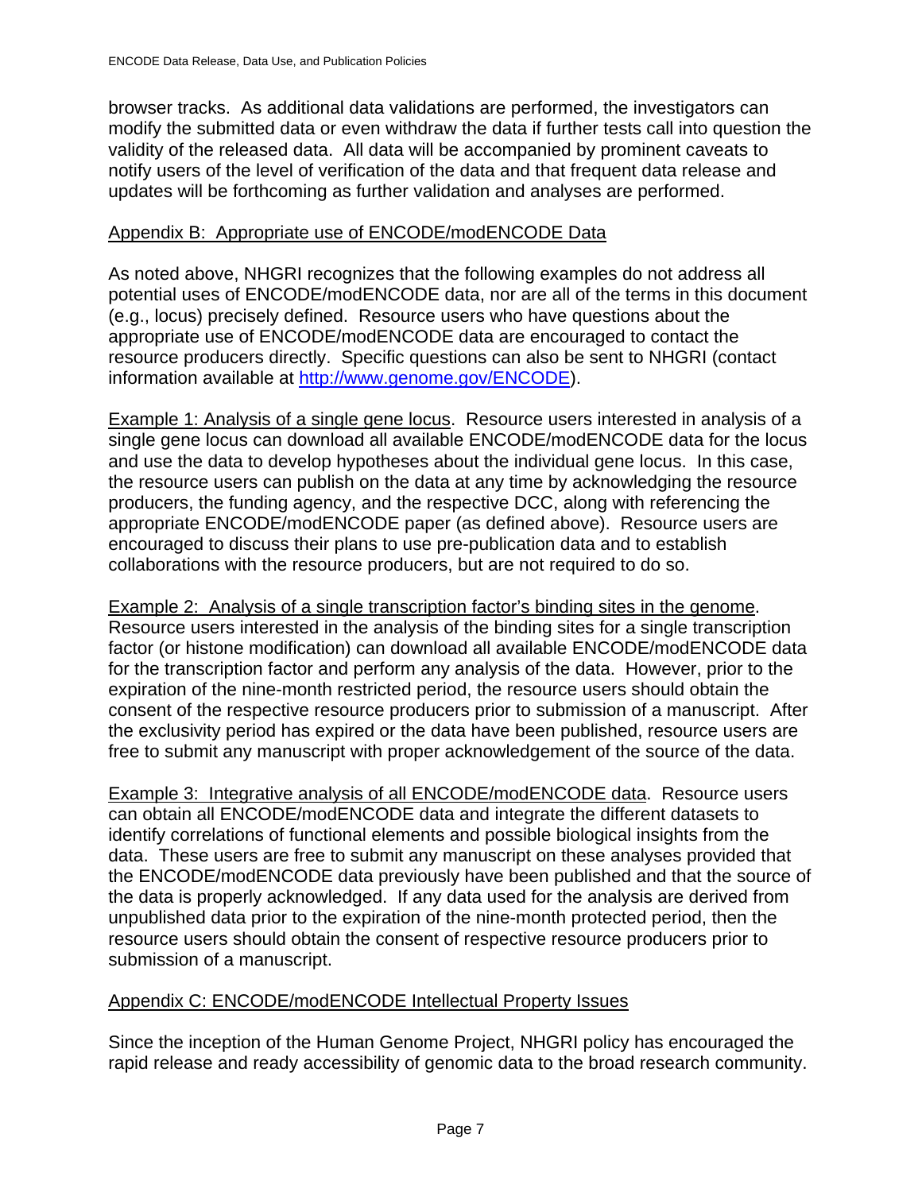browser tracks. As additional data validations are performed, the investigators can modify the submitted data or even withdraw the data if further tests call into question the validity of the released data. All data will be accompanied by prominent caveats to notify users of the level of verification of the data and that frequent data release and updates will be forthcoming as further validation and analyses are performed.

## Appendix B: Appropriate use of ENCODE/modENCODE Data

As noted above, NHGRI recognizes that the following examples do not address all potential uses of ENCODE/modENCODE data, nor are all of the terms in this document (e.g., locus) precisely defined. Resource users who have questions about the appropriate use of ENCODE/modENCODE data are encouraged to contact the resource producers directly. Specific questions can also be sent to NHGRI (contact information available at http://www.genome.gov/ENCODE).

Example 1: Analysis of a single gene locus. Resource users interested in analysis of a single gene locus can download all available ENCODE/modENCODE data for the locus and use the data to develop hypotheses about the individual gene locus. In this case, the resource users can publish on the data at any time by acknowledging the resource producers, the funding agency, and the respective DCC, along with referencing the appropriate ENCODE/modENCODE paper (as defined above). Resource users are encouraged to discuss their plans to use pre-publication data and to establish collaborations with the resource producers, but are not required to do so.

Example 2: Analysis of a single transcription factor's binding sites in the genome. Resource users interested in the analysis of the binding sites for a single transcription factor (or histone modification) can download all available ENCODE/modENCODE data for the transcription factor and perform any analysis of the data. However, prior to the expiration of the nine-month restricted period, the resource users should obtain the consent of the respective resource producers prior to submission of a manuscript. After the exclusivity period has expired or the data have been published, resource users are free to submit any manuscript with proper acknowledgement of the source of the data.

Example 3: Integrative analysis of all ENCODE/modENCODE data. Resource users can obtain all ENCODE/modENCODE data and integrate the different datasets to identify correlations of functional elements and possible biological insights from the data. These users are free to submit any manuscript on these analyses provided that the ENCODE/modENCODE data previously have been published and that the source of the data is properly acknowledged. If any data used for the analysis are derived from unpublished data prior to the expiration of the nine-month protected period, then the resource users should obtain the consent of respective resource producers prior to submission of a manuscript.

## Appendix C: ENCODE/modENCODE Intellectual Property Issues

Since the inception of the Human Genome Project, NHGRI policy has encouraged the rapid release and ready accessibility of genomic data to the broad research community.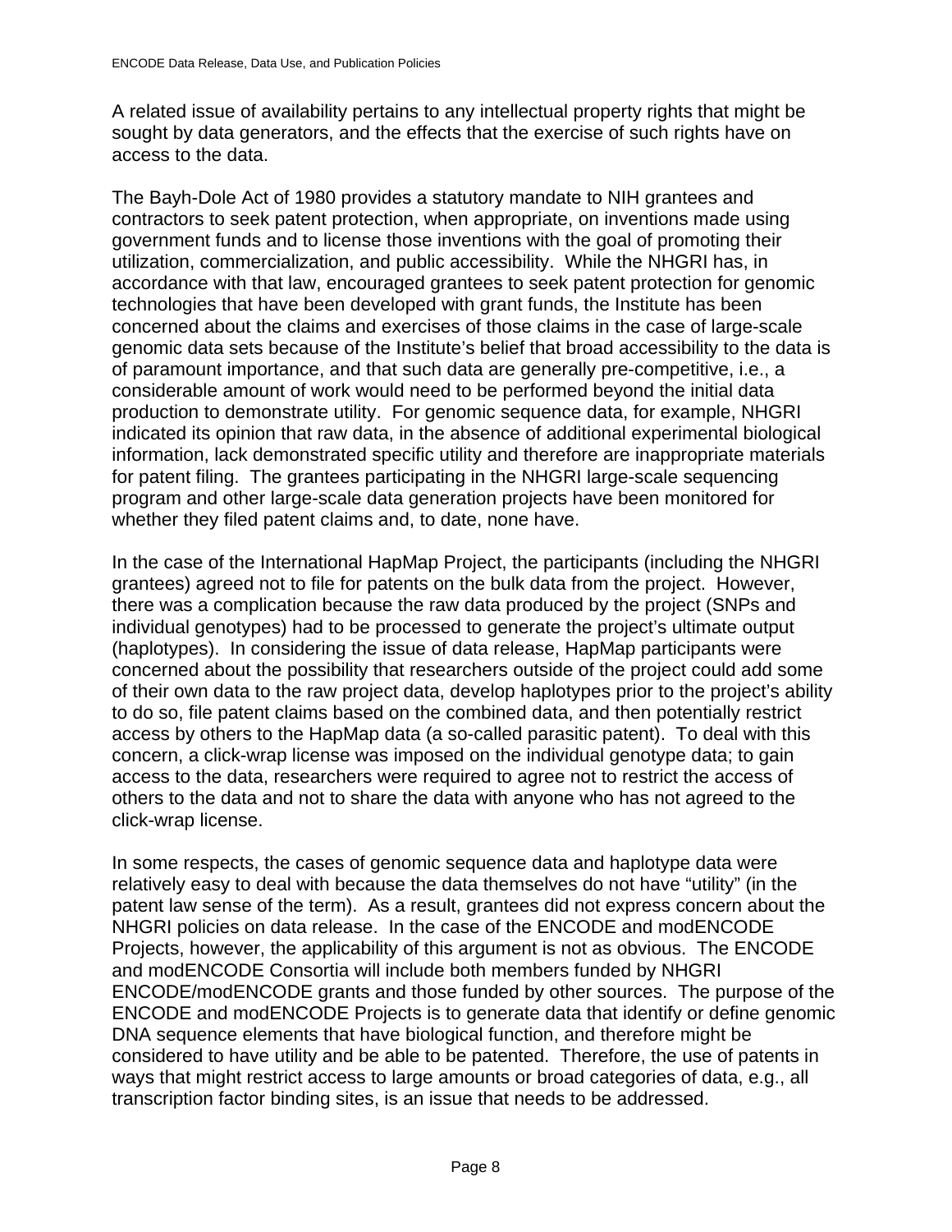A related issue of availability pertains to any intellectual property rights that might be sought by data generators, and the effects that the exercise of such rights have on access to the data.

The Bayh-Dole Act of 1980 provides a statutory mandate to NIH grantees and contractors to seek patent protection, when appropriate, on inventions made using government funds and to license those inventions with the goal of promoting their utilization, commercialization, and public accessibility. While the NHGRI has, in accordance with that law, encouraged grantees to seek patent protection for genomic technologies that have been developed with grant funds, the Institute has been concerned about the claims and exercises of those claims in the case of large-scale genomic data sets because of the Institute's belief that broad accessibility to the data is of paramount importance, and that such data are generally pre-competitive, i.e., a considerable amount of work would need to be performed beyond the initial data production to demonstrate utility. For genomic sequence data, for example, NHGRI indicated its opinion that raw data, in the absence of additional experimental biological information, lack demonstrated specific utility and therefore are inappropriate materials for patent filing. The grantees participating in the NHGRI large-scale sequencing program and other large-scale data generation projects have been monitored for whether they filed patent claims and, to date, none have.

In the case of the International HapMap Project, the participants (including the NHGRI grantees) agreed not to file for patents on the bulk data from the project. However, there was a complication because the raw data produced by the project (SNPs and individual genotypes) had to be processed to generate the project's ultimate output (haplotypes). In considering the issue of data release, HapMap participants were concerned about the possibility that researchers outside of the project could add some of their own data to the raw project data, develop haplotypes prior to the project's ability to do so, file patent claims based on the combined data, and then potentially restrict access by others to the HapMap data (a so-called parasitic patent). To deal with this concern, a click-wrap license was imposed on the individual genotype data; to gain access to the data, researchers were required to agree not to restrict the access of others to the data and not to share the data with anyone who has not agreed to the click-wrap license.

In some respects, the cases of genomic sequence data and haplotype data were relatively easy to deal with because the data themselves do not have "utility" (in the patent law sense of the term). As a result, grantees did not express concern about the NHGRI policies on data release. In the case of the ENCODE and modENCODE Projects, however, the applicability of this argument is not as obvious. The ENCODE and modENCODE Consortia will include both members funded by NHGRI ENCODE/modENCODE grants and those funded by other sources. The purpose of the ENCODE and modENCODE Projects is to generate data that identify or define genomic DNA sequence elements that have biological function, and therefore might be considered to have utility and be able to be patented. Therefore, the use of patents in ways that might restrict access to large amounts or broad categories of data, e.g., all transcription factor binding sites, is an issue that needs to be addressed.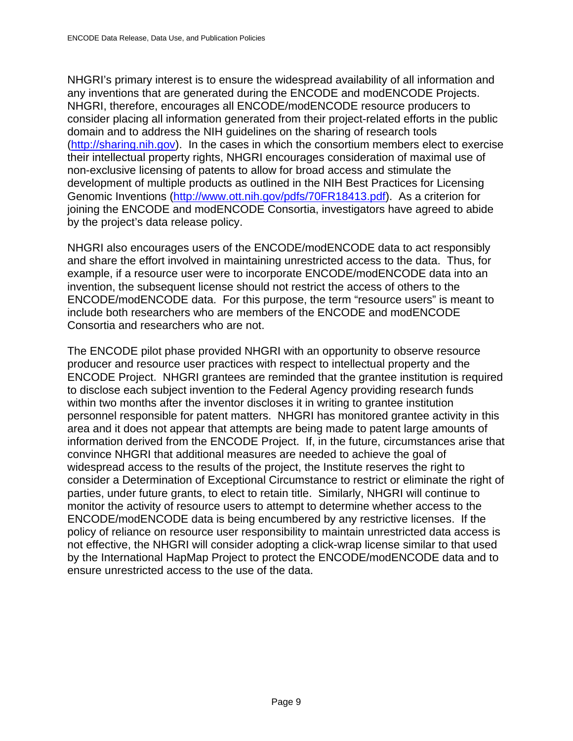NHGRI's primary interest is to ensure the widespread availability of all information and any inventions that are generated during the ENCODE and modENCODE Projects. NHGRI, therefore, encourages all ENCODE/modENCODE resource producers to consider placing all information generated from their project-related efforts in the public domain and to address the NIH guidelines on the sharing of research tools (http://sharing.nih.gov). In the cases in which the consortium members elect to exercise their intellectual property rights, NHGRI encourages consideration of maximal use of non-exclusive licensing of patents to allow for broad access and stimulate the development of multiple products as outlined in the NIH Best Practices for Licensing Genomic Inventions (http://www.ott.nih.gov/pdfs/70FR18413.pdf). As a criterion for joining the ENCODE and modENCODE Consortia, investigators have agreed to abide by the project's data release policy.

NHGRI also encourages users of the ENCODE/modENCODE data to act responsibly and share the effort involved in maintaining unrestricted access to the data. Thus, for example, if a resource user were to incorporate ENCODE/modENCODE data into an invention, the subsequent license should not restrict the access of others to the ENCODE/modENCODE data. For this purpose, the term "resource users" is meant to include both researchers who are members of the ENCODE and modENCODE Consortia and researchers who are not.

The ENCODE pilot phase provided NHGRI with an opportunity to observe resource producer and resource user practices with respect to intellectual property and the ENCODE Project. NHGRI grantees are reminded that the grantee institution is required to disclose each subject invention to the Federal Agency providing research funds within two months after the inventor discloses it in writing to grantee institution personnel responsible for patent matters. NHGRI has monitored grantee activity in this area and it does not appear that attempts are being made to patent large amounts of information derived from the ENCODE Project. If, in the future, circumstances arise that convince NHGRI that additional measures are needed to achieve the goal of widespread access to the results of the project, the Institute reserves the right to consider a Determination of Exceptional Circumstance to restrict or eliminate the right of parties, under future grants, to elect to retain title. Similarly, NHGRI will continue to monitor the activity of resource users to attempt to determine whether access to the ENCODE/modENCODE data is being encumbered by any restrictive licenses. If the policy of reliance on resource user responsibility to maintain unrestricted data access is not effective, the NHGRI will consider adopting a click-wrap license similar to that used by the International HapMap Project to protect the ENCODE/modENCODE data and to ensure unrestricted access to the use of the data.